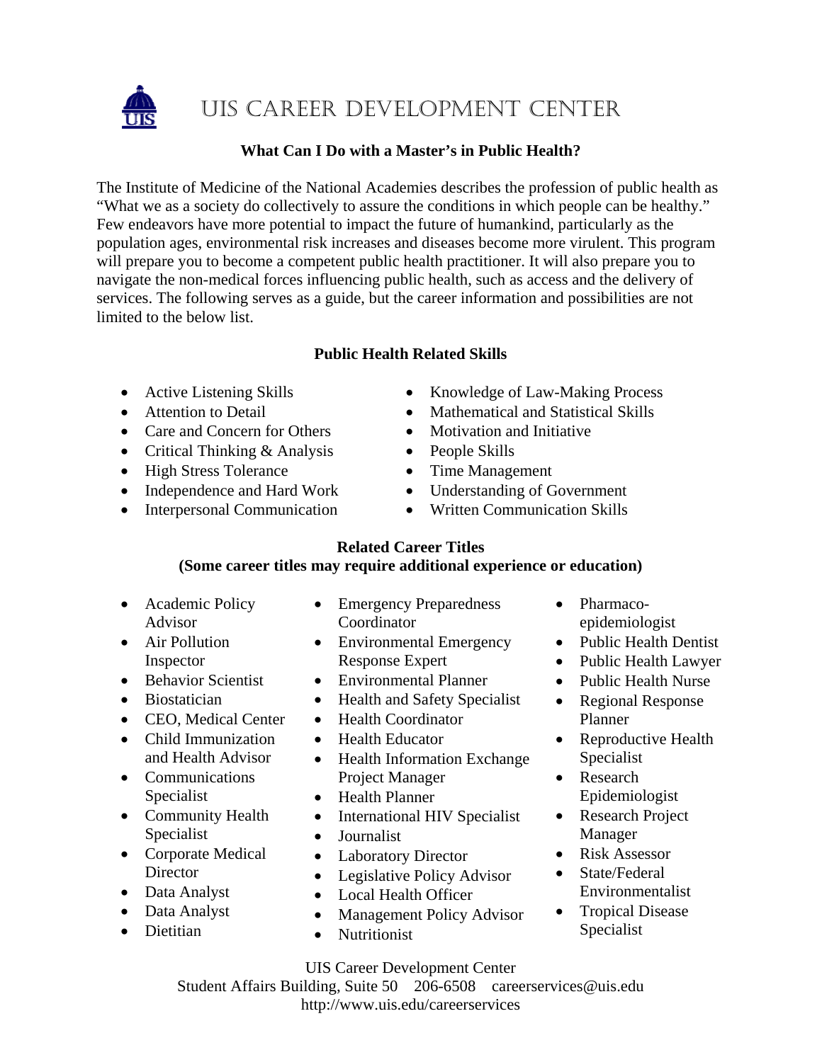# UIS CAREER DEVELOPMENT CENTER

## What Can I Do with a Master's in Public Health?

The Institute of Medicine of the National Academies describes the profession of public health as "What we as a society do collectively to assure the conditions in which people can be healthy." Few endeavors have more potential to impact the future of humankind, particularly as the population ages, environmental risk increases and diseases become more virulent. This program will prepare you to become a competent public health practitioner. It will also prepare you to navigate the non-medical forces influencing public health, such as access and the delivery of services. The following serves as a guide, but the career information and possibilities are not limited to the below list.

### Public Health Related Skills

- Active Listening Skills
- Attention to Detail
- Care and Concern for Others
- Critical Thinking & Analysis
- High Stress Tolerance
- Independence and Hard Work
- Interpersonal Communication
- Knowledge of Law-Making Process
- Mathematical and Statistical Skills
- Motivation and Initiative
- People Skills
- Time Management
- Understanding of Government
- Written Communication Skills

### Related Career Titles
**(Some career titles may require additional experience or education)**

- Academic Policy Advisor
- Air Pollution Inspector
- Behavior Scientist
- Biostatician
- CEO, Medical Center
- Child Immunization and Health Advisor
- Communications Specialist
- Community Health Specialist
- Corporate Medical Director
- Data Analyst
- Data Analyst
- Dietitian
- Emergency Preparedness Coordinator
- Environmental Emergency Response Expert
- Environmental Planner
- Health and Safety Specialist
- Health Coordinator
- Health Educator
- Health Information Exchange Project Manager
- Health Planner
- International HIV Specialist
- Journalist
- Laboratory Director
- Legislative Policy Advisor
- Local Health Officer
- Management Policy Advisor
- Nutritionist
- Pharmaco-epidemiologist
- Public Health Dentist
- Public Health Lawyer
- Public Health Nurse
- Regional Response Planner
- Reproductive Health Specialist
- Research Epidemiologist
- Research Project Manager
- Risk Assessor
- State/Federal Environmentalist
- Tropical Disease Specialist

UIS Career Development Center
Student Affairs Building, Suite 50 206-6508 careerservices@uis.edu
http://www.uis.edu/careerservices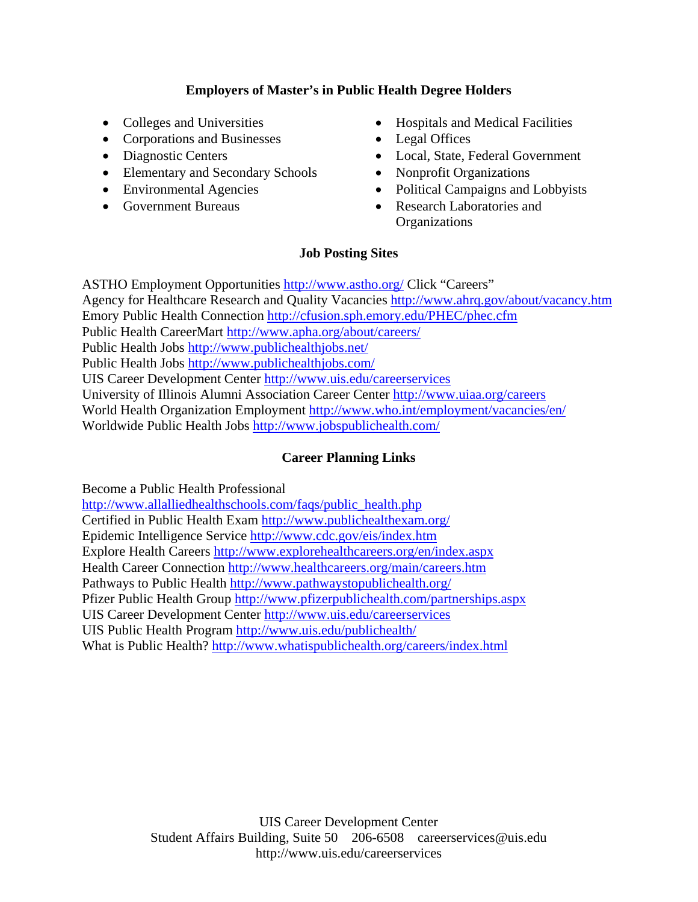## Employers of Master's in Public Health Degree Holders

- Colleges and Universities
- Corporations and Businesses
- Diagnostic Centers
- Elementary and Secondary Schools
- Environmental Agencies
- Government Bureaus
- Hospitals and Medical Facilities
- Legal Offices
- Local, State, Federal Government
- Nonprofit Organizations
- Political Campaigns and Lobbyists
- Research Laboratories and Organizations

## Job Posting Sites

ASTHO Employment Opportunities http://www.astho.org/ Click "Careers"
Agency for Healthcare Research and Quality Vacancies http://www.ahrq.gov/about/vacancy.htm
Emory Public Health Connection http://cfusion.sph.emory.edu/PHEC/phec.cfm
Public Health CareerMart http://www.apha.org/about/careers/
Public Health Jobs http://www.publichealthjobs.net/
Public Health Jobs http://www.publichealthjobs.com/
UIS Career Development Center http://www.uis.edu/careerservices
University of Illinois Alumni Association Career Center http://www.uiaa.org/careers
World Health Organization Employment http://www.who.int/employment/vacancies/en/
Worldwide Public Health Jobs http://www.jobspublichealth.com/

## Career Planning Links

Become a Public Health Professional
http://www.allalliedhealthschools.com/faqs/public_health.php
Certified in Public Health Exam http://www.publichealthexam.org/
Epidemic Intelligence Service http://www.cdc.gov/eis/index.htm
Explore Health Careers http://www.explorehealthcareers.org/en/index.aspx
Health Career Connection http://www.healthcareers.org/main/careers.htm
Pathways to Public Health http://www.pathwaystopublichealth.org/
Pfizer Public Health Group http://www.pfizerpublichealth.com/partnerships.aspx
UIS Career Development Center http://www.uis.edu/careerservices
UIS Public Health Program http://www.uis.edu/publichealth/
What is Public Health? http://www.whatispublichealth.org/careers/index.html

UIS Career Development Center
Student Affairs Building, Suite 50 206-6508 careerservices@uis.edu
http://www.uis.edu/careerservices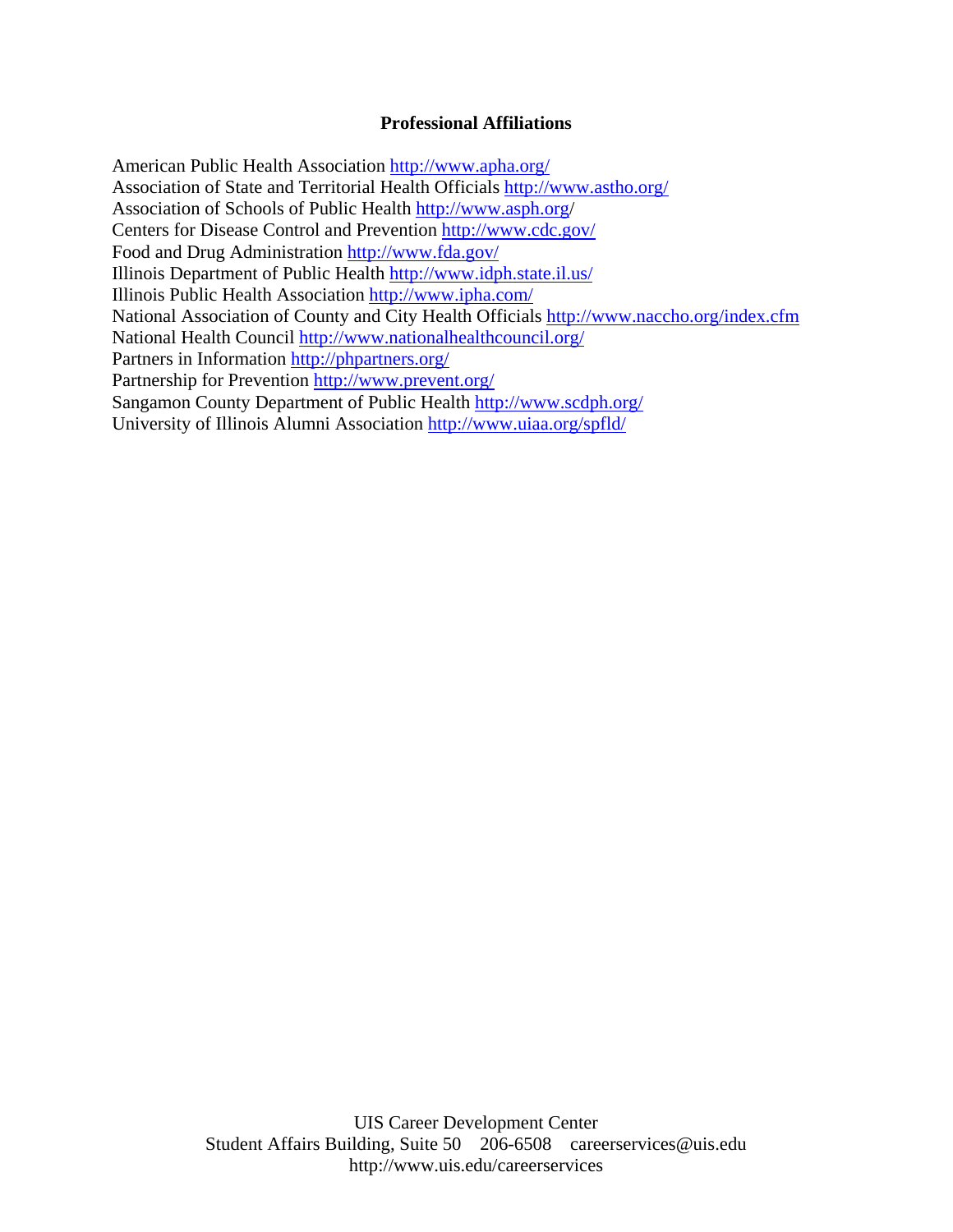## Professional Affiliations

American Public Health Association http://www.apha.org/

Association of State and Territorial Health Officials http://www.astho.org/

Association of Schools of Public Health http://www.asph.org/

Centers for Disease Control and Prevention http://www.cdc.gov/

Food and Drug Administration http://www.fda.gov/

Illinois Department of Public Health http://www.idph.state.il.us/

Illinois Public Health Association http://www.ipha.com/

National Association of County and City Health Officials http://www.naccho.org/index.cfm

National Health Council http://www.nationalhealthcouncil.org/

Partners in Information http://phpartners.org/

Partnership for Prevention http://www.prevent.org/

Sangamon County Department of Public Health http://www.scdph.org/

University of Illinois Alumni Association http://www.uiaa.org/spfld/